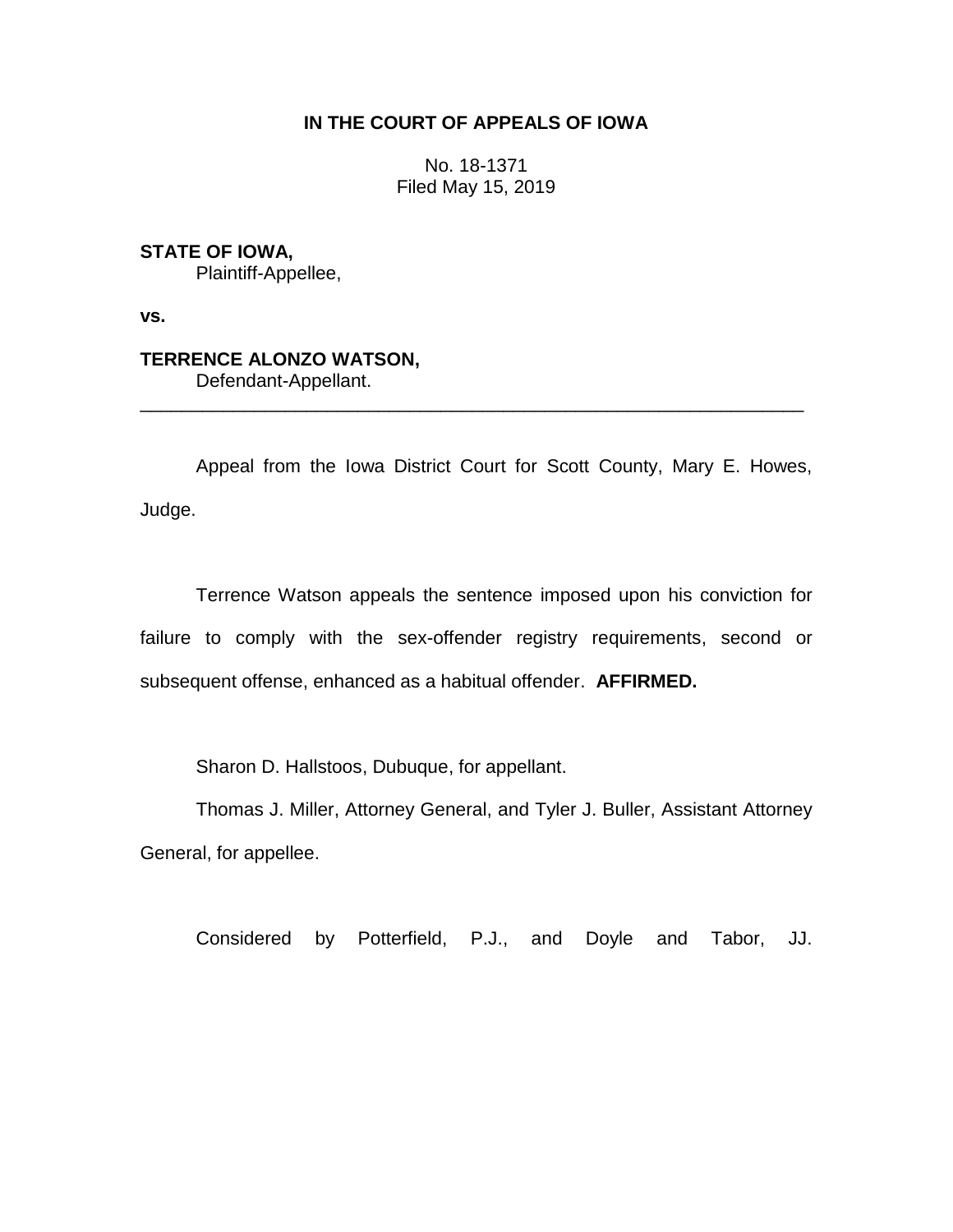# IN THE COURT OF APPEALS OF IOWA

No. 18-1371
Filed May 15, 2019

**STATE OF IOWA,**
Plaintiff-Appellee,

**vs.**

**TERRENCE ALONZO WATSON,**
Defendant-Appellant.

---

Appeal from the Iowa District Court for Scott County, Mary E. Howes, Judge.

Terrence Watson appeals the sentence imposed upon his conviction for failure to comply with the sex-offender registry requirements, second or subsequent offense, enhanced as a habitual offender. **AFFIRMED.**

Sharon D. Hallstoos, Dubuque, for appellant.

Thomas J. Miller, Attorney General, and Tyler J. Buller, Assistant Attorney General, for appellee.

Considered by Potterfield, P.J., and Doyle and Tabor, JJ.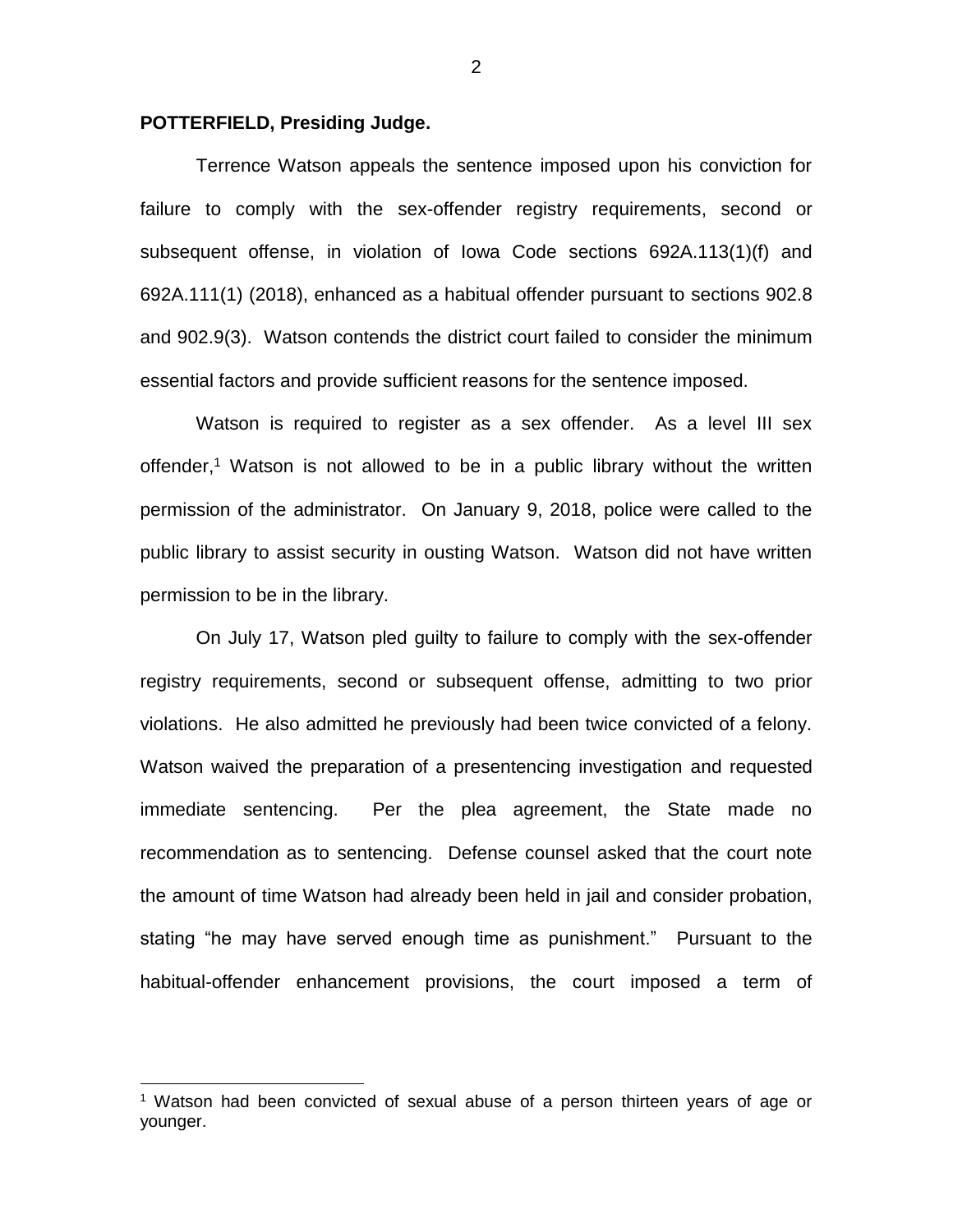**POTTERFIELD, Presiding Judge.**

Terrence Watson appeals the sentence imposed upon his conviction for failure to comply with the sex-offender registry requirements, second or subsequent offense, in violation of Iowa Code sections 692A.113(1)(f) and 692A.111(1) (2018), enhanced as a habitual offender pursuant to sections 902.8 and 902.9(3). Watson contends the district court failed to consider the minimum essential factors and provide sufficient reasons for the sentence imposed.

Watson is required to register as a sex offender. As a level III sex offender,[1] Watson is not allowed to be in a public library without the written permission of the administrator. On January 9, 2018, police were called to the public library to assist security in ousting Watson. Watson did not have written permission to be in the library.

On July 17, Watson pled guilty to failure to comply with the sex-offender registry requirements, second or subsequent offense, admitting to two prior violations. He also admitted he previously had been twice convicted of a felony. Watson waived the preparation of a presentencing investigation and requested immediate sentencing. Per the plea agreement, the State made no recommendation as to sentencing. Defense counsel asked that the court note the amount of time Watson had already been held in jail and consider probation, stating "he may have served enough time as punishment." Pursuant to the habitual-offender enhancement provisions, the court imposed a term of

[1] Watson had been convicted of sexual abuse of a person thirteen years of age or younger.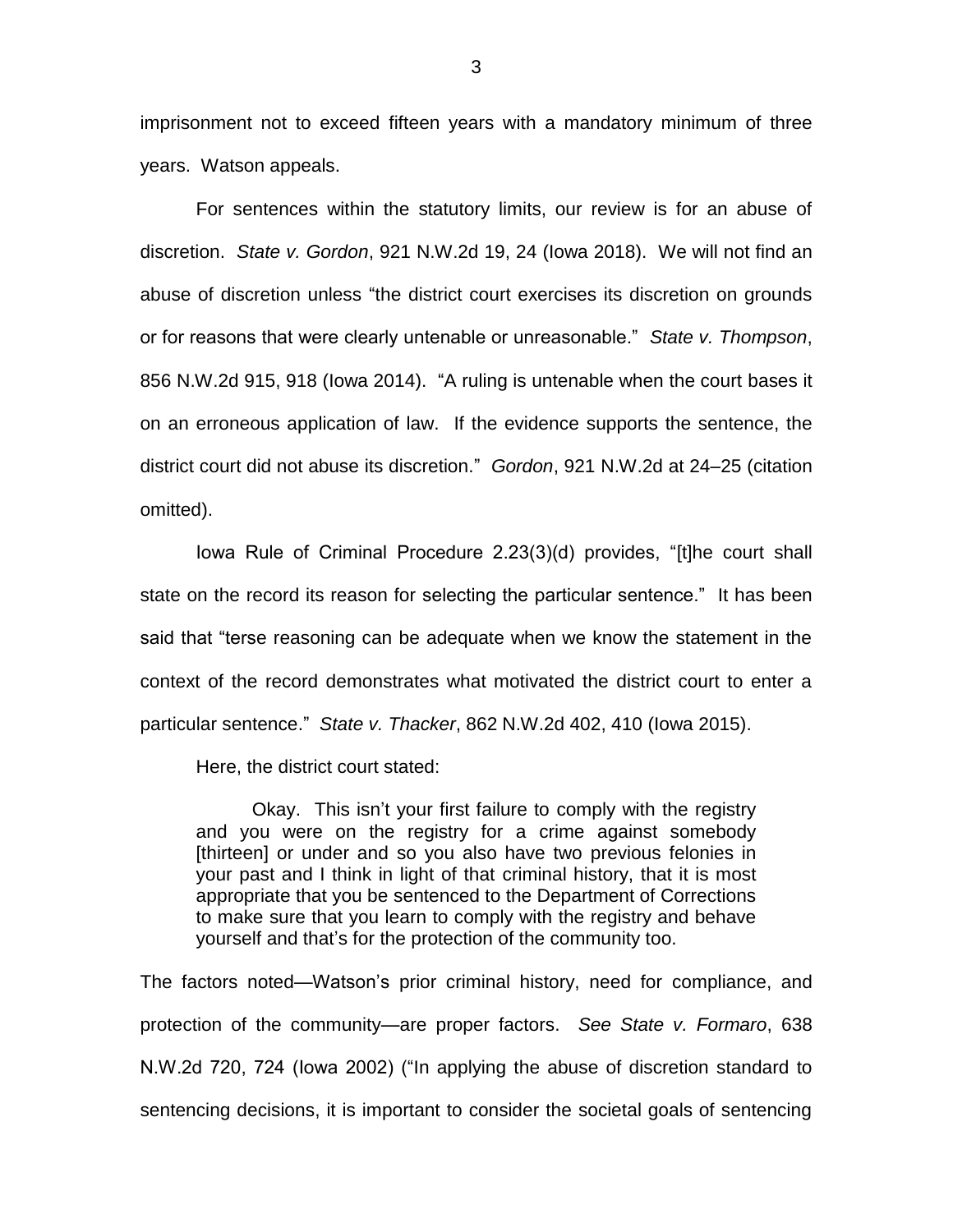imprisonment not to exceed fifteen years with a mandatory minimum of three years. Watson appeals.

For sentences within the statutory limits, our review is for an abuse of discretion. *State v. Gordon*, 921 N.W.2d 19, 24 (Iowa 2018). We will not find an abuse of discretion unless "the district court exercises its discretion on grounds or for reasons that were clearly untenable or unreasonable." *State v. Thompson*, 856 N.W.2d 915, 918 (Iowa 2014). "A ruling is untenable when the court bases it on an erroneous application of law. If the evidence supports the sentence, the district court did not abuse its discretion." *Gordon*, 921 N.W.2d at 24–25 (citation omitted).

Iowa Rule of Criminal Procedure 2.23(3)(d) provides, "[t]he court shall state on the record its reason for selecting the particular sentence." It has been said that "terse reasoning can be adequate when we know the statement in the context of the record demonstrates what motivated the district court to enter a particular sentence." *State v. Thacker*, 862 N.W.2d 402, 410 (Iowa 2015).

Here, the district court stated:

> Okay. This isn't your first failure to comply with the registry and you were on the registry for a crime against somebody [thirteen] or under and so you also have two previous felonies in your past and I think in light of that criminal history, that it is most appropriate that you be sentenced to the Department of Corrections to make sure that you learn to comply with the registry and behave yourself and that's for the protection of the community too.

The factors noted—Watson's prior criminal history, need for compliance, and protection of the community—are proper factors. *See State v. Formaro*, 638 N.W.2d 720, 724 (Iowa 2002) ("In applying the abuse of discretion standard to sentencing decisions, it is important to consider the societal goals of sentencing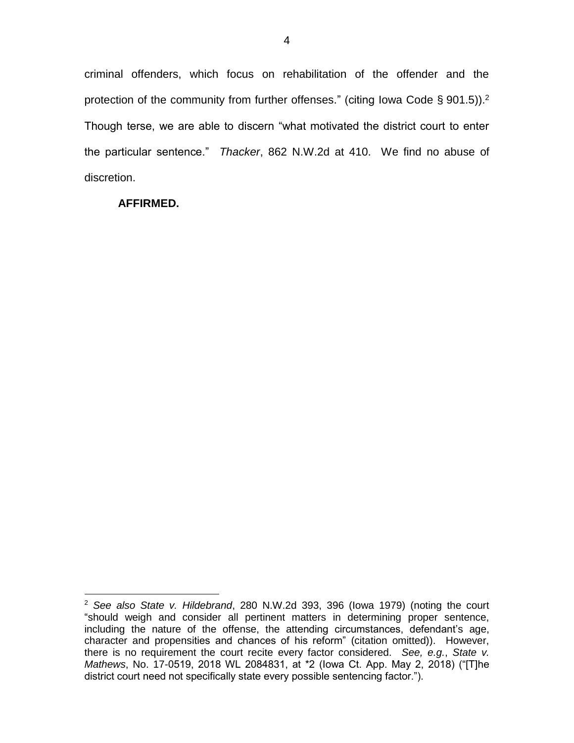criminal offenders, which focus on rehabilitation of the offender and the protection of the community from further offenses." (citing Iowa Code § 901.5)).[2] Though terse, we are able to discern "what motivated the district court to enter the particular sentence." *Thacker*, 862 N.W.2d at 410. We find no abuse of discretion.

**AFFIRMED.**

---

[2] *See also State v. Hildebrand*, 280 N.W.2d 393, 396 (Iowa 1979) (noting the court "should weigh and consider all pertinent matters in determining proper sentence, including the nature of the offense, the attending circumstances, defendant's age, character and propensities and chances of his reform" (citation omitted)). However, there is no requirement the court recite every factor considered. *See, e.g.*, *State v. Mathews*, No. 17-0519, 2018 WL 2084831, at *2 (Iowa Ct. App. May 2, 2018) ("[T]he district court need not specifically state every possible sentencing factor.").